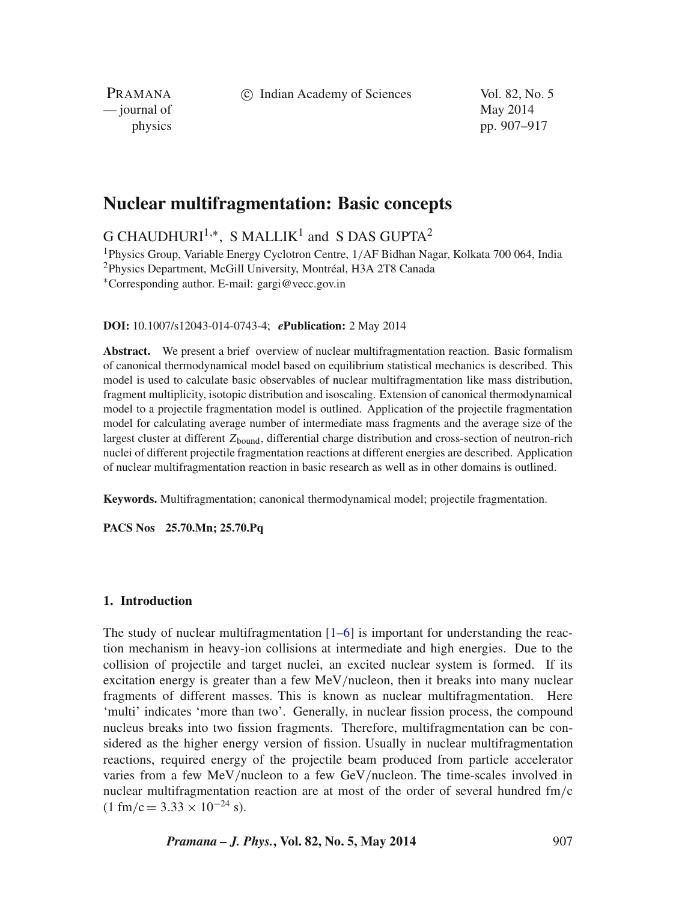# Nuclear multifragmentation: Basic concepts

G CHAUDHURI[1,*], S MALLIK[1] and S DAS GUPTA[2]

[1]Physics Group, Variable Energy Cyclotron Centre, 1/AF Bidhan Nagar, Kolkata 700 064, India
[2]Physics Department, McGill University, Montréal, H3A 2T8 Canada
*Corresponding author. E-mail: gargi@vecc.gov.in

**DOI:** 10.1007/s12043-014-0743-4; ***e*Publication:** 2 May 2014

**Abstract.** We present a brief overview of nuclear multifragmentation reaction. Basic formalism of canonical thermodynamical model based on equilibrium statistical mechanics is described. This model is used to calculate basic observables of nuclear multifragmentation like mass distribution, fragment multiplicity, isotopic distribution and isoscaling. Extension of canonical thermodynamical model to a projectile fragmentation model is outlined. Application of the projectile fragmentation model for calculating average number of intermediate mass fragments and the average size of the largest cluster at different $Z_{\text{bound}}$, differential charge distribution and cross-section of neutron-rich nuclei of different projectile fragmentation reactions at different energies are described. Application of nuclear multifragmentation reaction in basic research as well as in other domains is outlined.

**Keywords.** Multifragmentation; canonical thermodynamical model; projectile fragmentation.

**PACS Nos 25.70.Mn; 25.70.Pq**

## 1. Introduction

The study of nuclear multifragmentation [1–6] is important for understanding the reaction mechanism in heavy-ion collisions at intermediate and high energies. Due to the collision of projectile and target nuclei, an excited nuclear system is formed. If its excitation energy is greater than a few MeV/nucleon, then it breaks into many nuclear fragments of different masses. This is known as nuclear multifragmentation. Here 'multi' indicates 'more than two'. Generally, in nuclear fission process, the compound nucleus breaks into two fission fragments. Therefore, multifragmentation can be considered as the higher energy version of fission. Usually in nuclear multifragmentation reactions, required energy of the projectile beam produced from particle accelerator varies from a few MeV/nucleon to a few GeV/nucleon. The time-scales involved in nuclear multifragmentation reaction are at most of the order of several hundred fm/c ($1\ \text{fm/c} = 3.33 \times 10^{-24}$ s).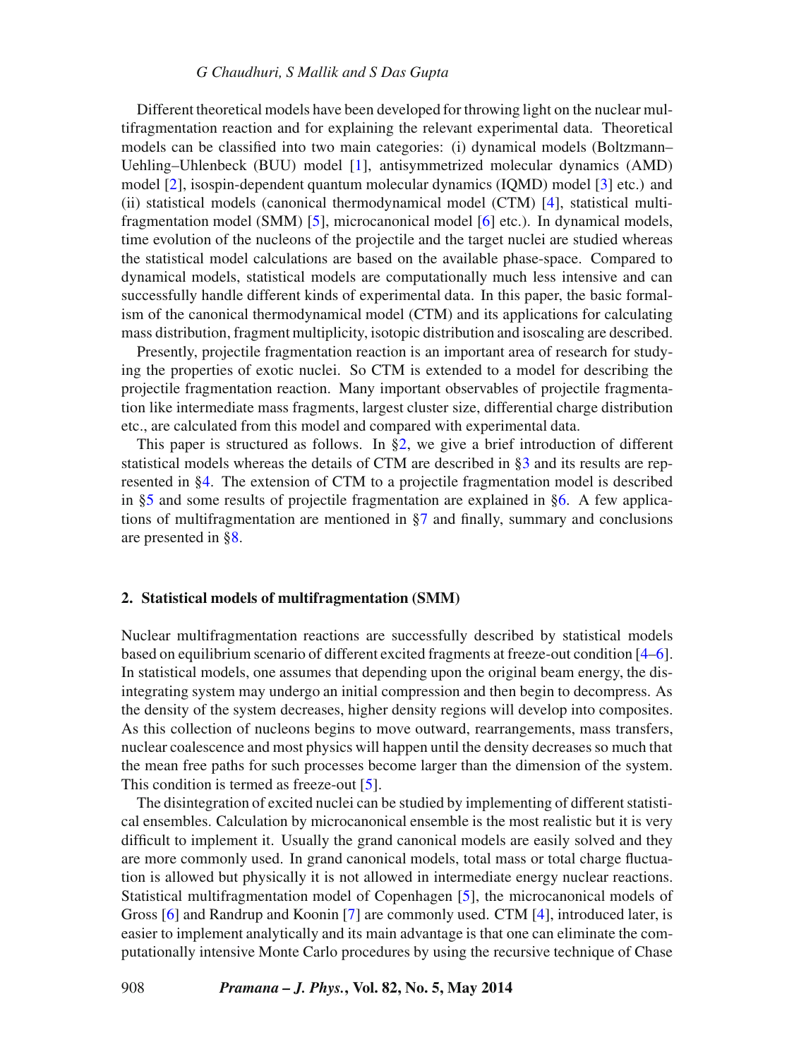Different theoretical models have been developed for throwing light on the nuclear multifragmentation reaction and for explaining the relevant experimental data. Theoretical models can be classified into two main categories: (i) dynamical models (Boltzmann–Uehling–Uhlenbeck (BUU) model [1], antisymmetrized molecular dynamics (AMD) model [2], isospin-dependent quantum molecular dynamics (IQMD) model [3] etc.) and (ii) statistical models (canonical thermodynamical model (CTM) [4], statistical multifragmentation model (SMM) [5], microcanonical model [6] etc.). In dynamical models, time evolution of the nucleons of the projectile and the target nuclei are studied whereas the statistical model calculations are based on the available phase-space. Compared to dynamical models, statistical models are computationally much less intensive and can successfully handle different kinds of experimental data. In this paper, the basic formalism of the canonical thermodynamical model (CTM) and its applications for calculating mass distribution, fragment multiplicity, isotopic distribution and isoscaling are described.

Presently, projectile fragmentation reaction is an important area of research for studying the properties of exotic nuclei. So CTM is extended to a model for describing the projectile fragmentation reaction. Many important observables of projectile fragmentation like intermediate mass fragments, largest cluster size, differential charge distribution etc., are calculated from this model and compared with experimental data.

This paper is structured as follows. In §2, we give a brief introduction of different statistical models whereas the details of CTM are described in §3 and its results are represented in §4. The extension of CTM to a projectile fragmentation model is described in §5 and some results of projectile fragmentation are explained in §6. A few applications of multifragmentation are mentioned in §7 and finally, summary and conclusions are presented in §8.

## 2. Statistical models of multifragmentation (SMM)

Nuclear multifragmentation reactions are successfully described by statistical models based on equilibrium scenario of different excited fragments at freeze-out condition [4–6]. In statistical models, one assumes that depending upon the original beam energy, the disintegrating system may undergo an initial compression and then begin to decompress. As the density of the system decreases, higher density regions will develop into composites. As this collection of nucleons begins to move outward, rearrangements, mass transfers, nuclear coalescence and most physics will happen until the density decreases so much that the mean free paths for such processes become larger than the dimension of the system. This condition is termed as freeze-out [5].

The disintegration of excited nuclei can be studied by implementing of different statistical ensembles. Calculation by microcanonical ensemble is the most realistic but it is very difficult to implement it. Usually the grand canonical models are easily solved and they are more commonly used. In grand canonical models, total mass or total charge fluctuation is allowed but physically it is not allowed in intermediate energy nuclear reactions. Statistical multifragmentation model of Copenhagen [5], the microcanonical models of Gross [6] and Randrup and Koonin [7] are commonly used. CTM [4], introduced later, is easier to implement analytically and its main advantage is that one can eliminate the computationally intensive Monte Carlo procedures by using the recursive technique of Chase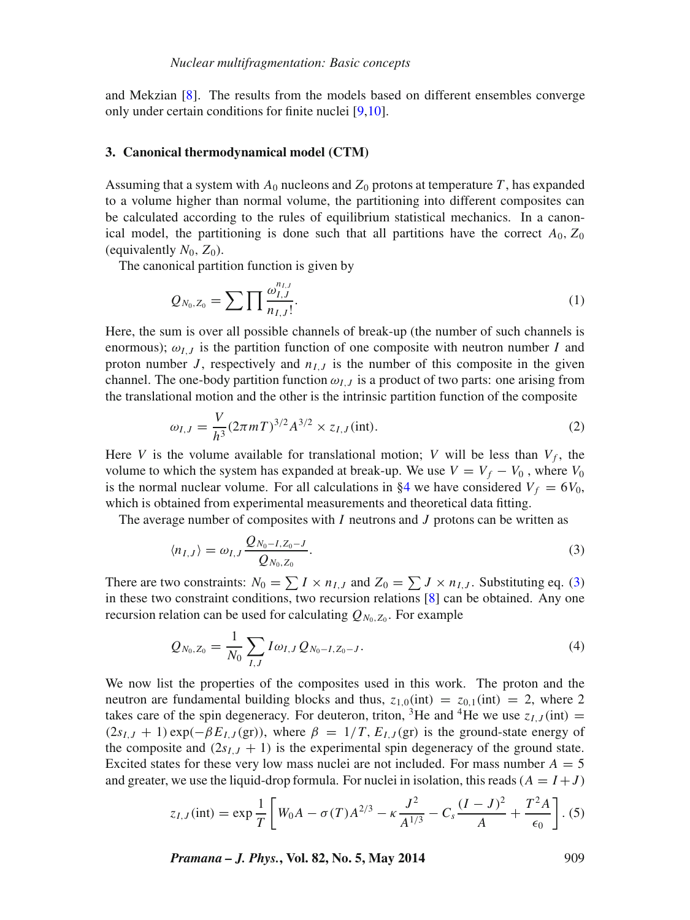and Mekzian [8]. The results from the models based on different ensembles converge only under certain conditions for finite nuclei [9,10].

### 3. Canonical thermodynamical model (CTM)

Assuming that a system with $A_0$ nucleons and $Z_0$ protons at temperature $T$, has expanded to a volume higher than normal volume, the partitioning into different composites can be calculated according to the rules of equilibrium statistical mechanics. In a canonical model, the partitioning is done such that all partitions have the correct $A_0$, $Z_0$ (equivalently $N_0$, $Z_0$).

The canonical partition function is given by

$$Q_{N_0,Z_0} = \sum \prod \frac{\omega_{I,J}^{n_{I,J}}}{n_{I,J}!}. \tag{1}$$

Here, the sum is over all possible channels of break-up (the number of such channels is enormous); $\omega_{I,J}$ is the partition function of one composite with neutron number $I$ and proton number $J$, respectively and $n_{I,J}$ is the number of this composite in the given channel. The one-body partition function $\omega_{I,J}$ is a product of two parts: one arising from the translational motion and the other is the intrinsic partition function of the composite

$$\omega_{I,J} = \frac{V}{h^3}(2\pi mT)^{3/2}A^{3/2} \times z_{I,J}(\text{int}). \tag{2}$$

Here $V$ is the volume available for translational motion; $V$ will be less than $V_f$, the volume to which the system has expanded at break-up. We use $V = V_f - V_0$ , where $V_0$ is the normal nuclear volume. For all calculations in §4 we have considered $V_f = 6V_0$, which is obtained from experimental measurements and theoretical data fitting.

The average number of composites with $I$ neutrons and $J$ protons can be written as

$$\langle n_{I,J} \rangle = \omega_{I,J} \frac{Q_{N_0-I,Z_0-J}}{Q_{N_0,Z_0}}. \tag{3}$$

There are two constraints: $N_0 = \sum I \times n_{I,J}$ and $Z_0 = \sum J \times n_{I,J}$. Substituting eq. (3) in these two constraint conditions, two recursion relations [8] can be obtained. Any one recursion relation can be used for calculating $Q_{N_0,Z_0}$. For example

$$Q_{N_0,Z_0} = \frac{1}{N_0} \sum_{I,J} I\omega_{I,J} Q_{N_0-I,Z_0-J}. \tag{4}$$

We now list the properties of the composites used in this work. The proton and the neutron are fundamental building blocks and thus, $z_{1,0}(\text{int}) = z_{0,1}(\text{int}) = 2$, where 2 takes care of the spin degeneracy. For deuteron, triton, $^3$He and $^4$He we use $z_{I,J}(\text{int}) = (2s_{I,J} + 1)\exp(-\beta E_{I,J}(\text{gr}))$, where $\beta = 1/T$, $E_{I,J}(\text{gr})$ is the ground-state energy of the composite and $(2s_{I,J} + 1)$ is the experimental spin degeneracy of the ground state. Excited states for these very low mass nuclei are not included. For mass number $A = 5$ and greater, we use the liquid-drop formula. For nuclei in isolation, this reads ($A = I+J$)

$$z_{I,J}(\text{int}) = \exp \frac{1}{T}\left[W_0 A - \sigma(T)A^{2/3} - \kappa\frac{J^2}{A^{1/3}} - C_s\frac{(I-J)^2}{A} + \frac{T^2 A}{\epsilon_0}\right]. \tag{5}$$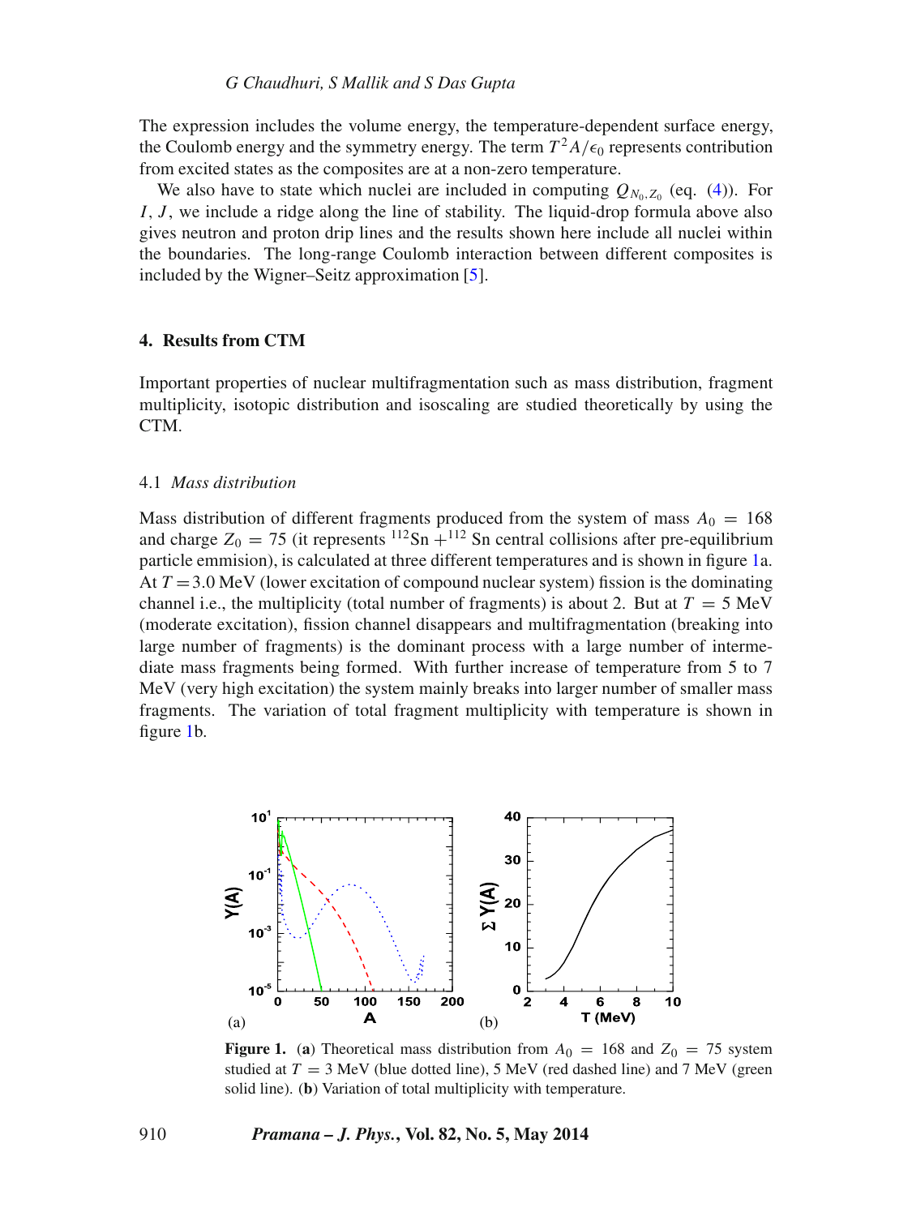The expression includes the volume energy, the temperature-dependent surface energy, the Coulomb energy and the symmetry energy. The term $T^2 A/\epsilon_0$ represents contribution from excited states as the composites are at a non-zero temperature.

We also have to state which nuclei are included in computing $Q_{N_0,Z_0}$ (eq. (4)). For $I$, $J$, we include a ridge along the line of stability. The liquid-drop formula above also gives neutron and proton drip lines and the results shown here include all nuclei within the boundaries. The long-range Coulomb interaction between different composites is included by the Wigner–Seitz approximation [5].

## 4. Results from CTM

Important properties of nuclear multifragmentation such as mass distribution, fragment multiplicity, isotopic distribution and isoscaling are studied theoretically by using the CTM.

### 4.1 *Mass distribution*

Mass distribution of different fragments produced from the system of mass $A_0 = 168$ and charge $Z_0 = 75$ (it represents $^{112}$Sn $+^{112}$ Sn central collisions after pre-equilibrium particle emmision), is calculated at three different temperatures and is shown in figure 1a. At $T = 3.0$ MeV (lower excitation of compound nuclear system) fission is the dominating channel i.e., the multiplicity (total number of fragments) is about 2. But at $T = 5$ MeV (moderate excitation), fission channel disappears and multifragmentation (breaking into large number of fragments) is the dominant process with a large number of intermediate mass fragments being formed. With further increase of temperature from 5 to 7 MeV (very high excitation) the system mainly breaks into larger number of smaller mass fragments. The variation of total fragment multiplicity with temperature is shown in figure 1b.

**Figure 1.** (**a**) Theoretical mass distribution from $A_0 = 168$ and $Z_0 = 75$ system studied at $T = 3$ MeV (blue dotted line), 5 MeV (red dashed line) and 7 MeV (green solid line). (**b**) Variation of total multiplicity with temperature.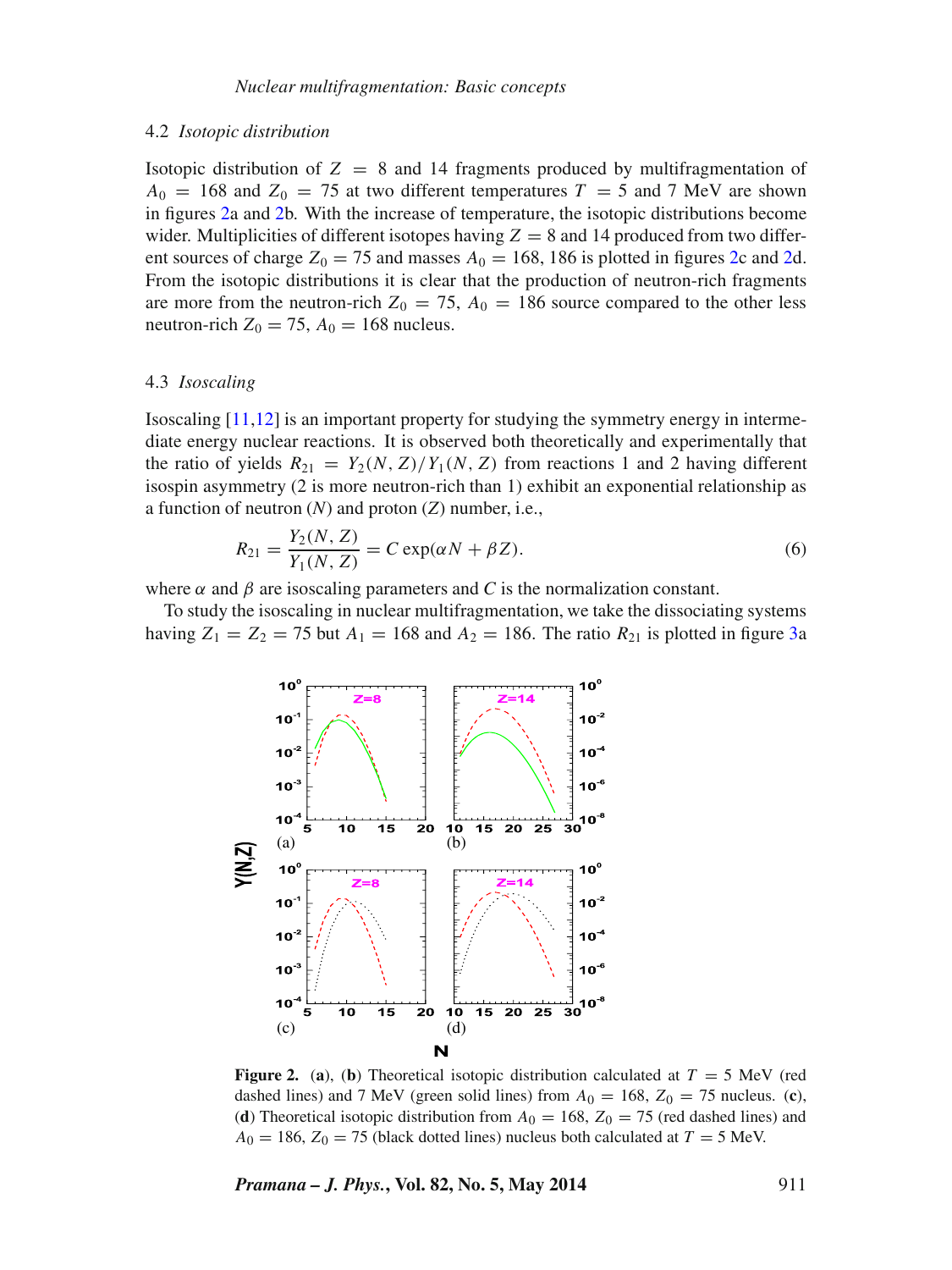### 4.2 *Isotopic distribution*

Isotopic distribution of $Z = 8$ and 14 fragments produced by multifragmentation of $A_0 = 168$ and $Z_0 = 75$ at two different temperatures $T = 5$ and 7 MeV are shown in figures 2a and 2b. With the increase of temperature, the isotopic distributions become wider. Multiplicities of different isotopes having $Z = 8$ and 14 produced from two different sources of charge $Z_0 = 75$ and masses $A_0 = 168, 186$ is plotted in figures 2c and 2d. From the isotopic distributions it is clear that the production of neutron-rich fragments are more from the neutron-rich $Z_0 = 75$, $A_0 = 186$ source compared to the other less neutron-rich $Z_0 = 75$, $A_0 = 168$ nucleus.

### 4.3 *Isoscaling*

Isoscaling [11,12] is an important property for studying the symmetry energy in intermediate energy nuclear reactions. It is observed both theoretically and experimentally that the ratio of yields $R_{21} = Y_2(N, Z)/Y_1(N, Z)$ from reactions 1 and 2 having different isospin asymmetry (2 is more neutron-rich than 1) exhibit an exponential relationship as a function of neutron ($N$) and proton ($Z$) number, i.e.,

$$R_{21} = \frac{Y_2(N, Z)}{Y_1(N, Z)} = C \exp(\alpha N + \beta Z). \tag{6}$$

where $\alpha$ and $\beta$ are isoscaling parameters and $C$ is the normalization constant.

To study the isoscaling in nuclear multifragmentation, we take the dissociating systems having $Z_1 = Z_2 = 75$ but $A_1 = 168$ and $A_2 = 186$. The ratio $R_{21}$ is plotted in figure 3a

**Figure 2.** (**a**), (**b**) Theoretical isotopic distribution calculated at $T = 5$ MeV (red dashed lines) and 7 MeV (green solid lines) from $A_0 = 168$, $Z_0 = 75$ nucleus. (**c**), (**d**) Theoretical isotopic distribution from $A_0 = 168$, $Z_0 = 75$ (red dashed lines) and $A_0 = 186$, $Z_0 = 75$ (black dotted lines) nucleus both calculated at $T = 5$ MeV.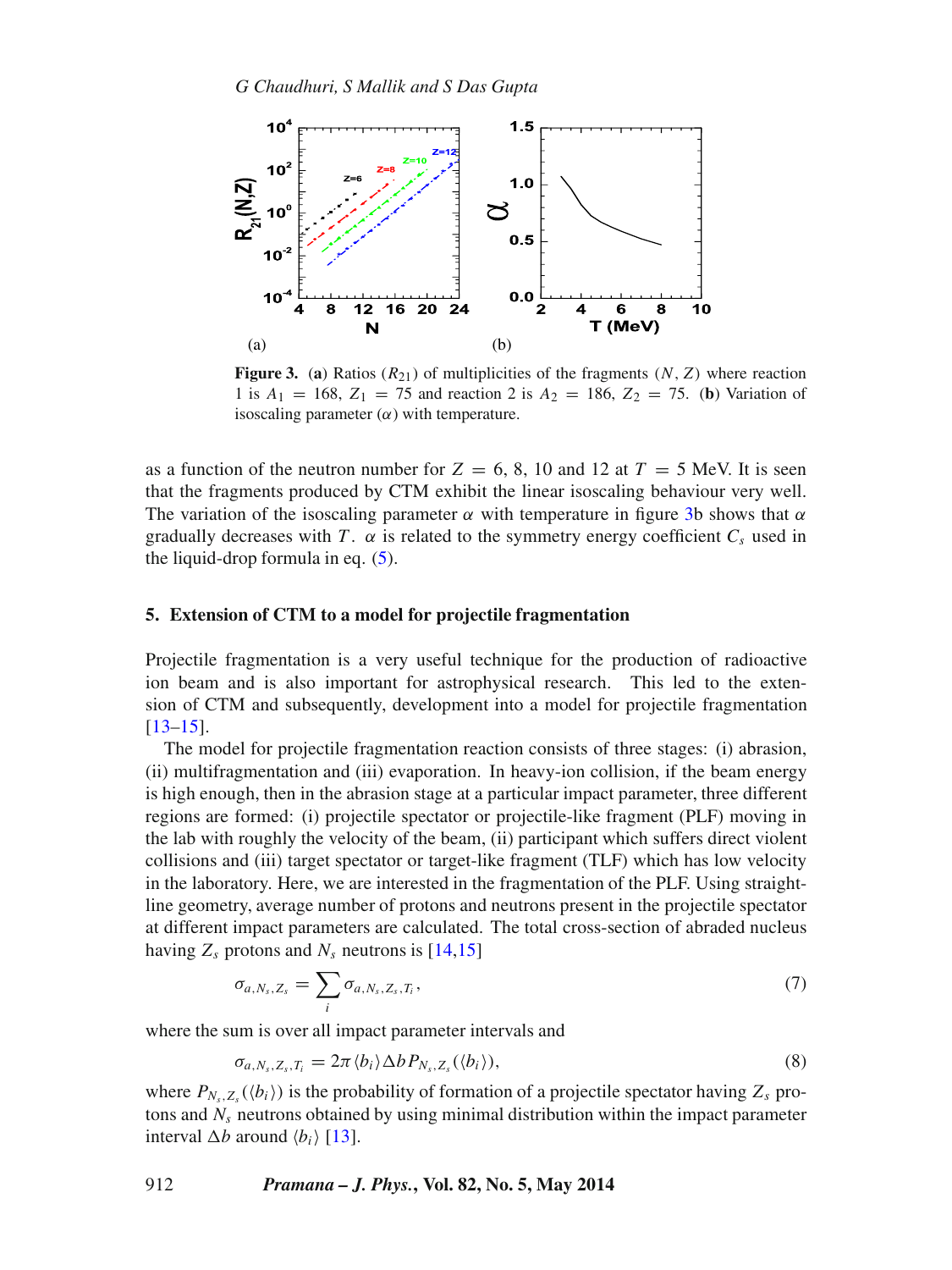Figure 3. (a) Ratios ($R_{21}$) of multiplicities of the fragments ($N, Z$) where reaction 1 is $A_1 = 168$, $Z_1 = 75$ and reaction 2 is $A_2 = 186$, $Z_2 = 75$. (b) Variation of isoscaling parameter ($\alpha$) with temperature.

as a function of the neutron number for $Z = 6$, 8, 10 and 12 at $T = 5$ MeV. It is seen that the fragments produced by CTM exhibit the linear isoscaling behaviour very well. The variation of the isoscaling parameter $\alpha$ with temperature in figure 3b shows that $\alpha$ gradually decreases with $T$. $\alpha$ is related to the symmetry energy coefficient $C_s$ used in the liquid-drop formula in eq. (5).

## 5. Extension of CTM to a model for projectile fragmentation

Projectile fragmentation is a very useful technique for the production of radioactive ion beam and is also important for astrophysical research. This led to the extension of CTM and subsequently, development into a model for projectile fragmentation [13–15].

The model for projectile fragmentation reaction consists of three stages: (i) abrasion, (ii) multifragmentation and (iii) evaporation. In heavy-ion collision, if the beam energy is high enough, then in the abrasion stage at a particular impact parameter, three different regions are formed: (i) projectile spectator or projectile-like fragment (PLF) moving in the lab with roughly the velocity of the beam, (ii) participant which suffers direct violent collisions and (iii) target spectator or target-like fragment (TLF) which has low velocity in the laboratory. Here, we are interested in the fragmentation of the PLF. Using straight-line geometry, average number of protons and neutrons present in the projectile spectator at different impact parameters are calculated. The total cross-section of abraded nucleus having $Z_s$ protons and $N_s$ neutrons is [14,15]

$$\sigma_{a,N_s,Z_s} = \sum_i \sigma_{a,N_s,Z_s,T_i}, \tag{7}$$

where the sum is over all impact parameter intervals and

$$\sigma_{a,N_s,Z_s,T_i} = 2\pi \langle b_i \rangle \Delta b P_{N_s,Z_s}(\langle b_i \rangle), \tag{8}$$

where $P_{N_s,Z_s}(\langle b_i \rangle)$ is the probability of formation of a projectile spectator having $Z_s$ protons and $N_s$ neutrons obtained by using minimal distribution within the impact parameter interval $\Delta b$ around $\langle b_i \rangle$ [13].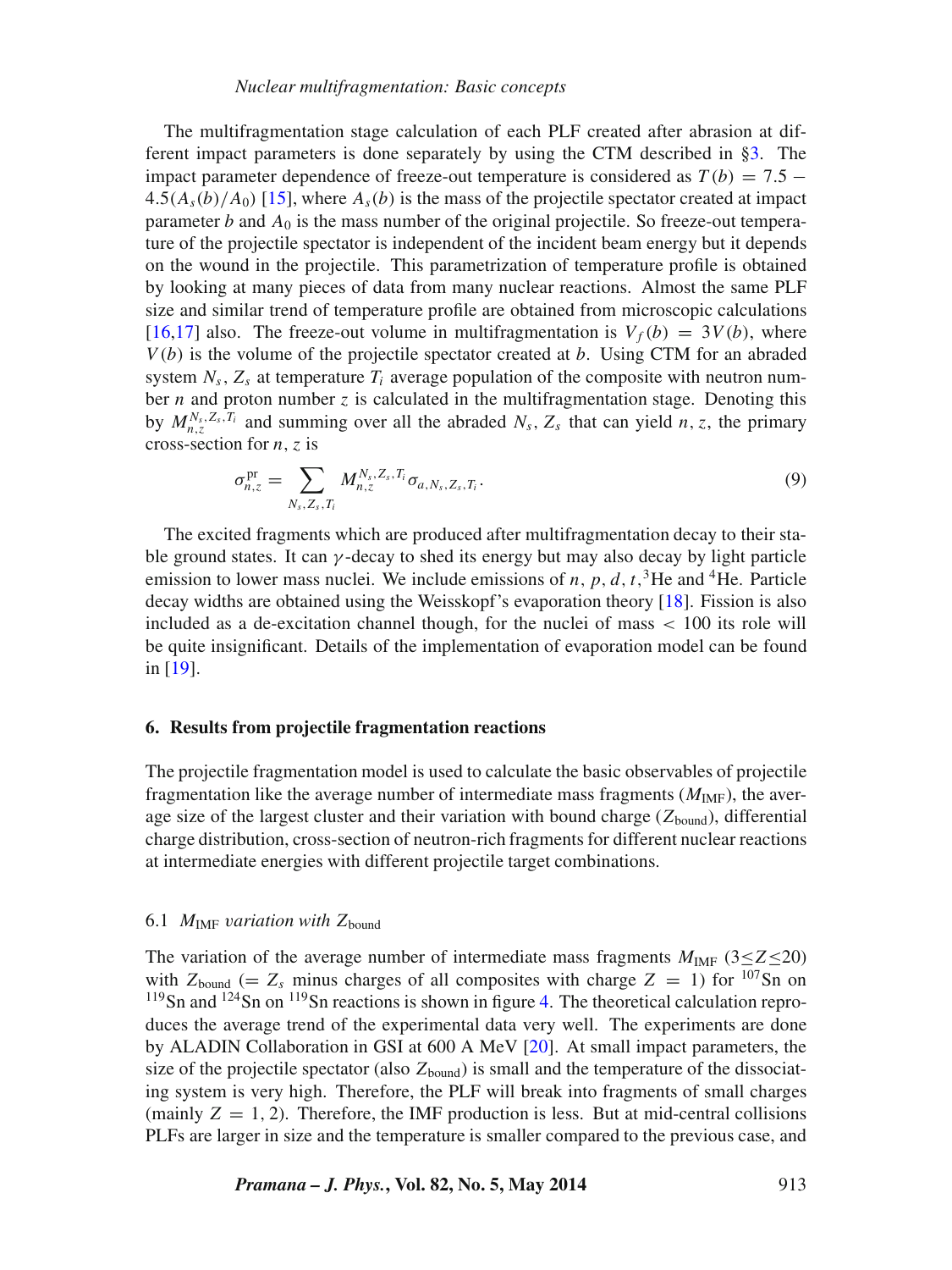The multifragmentation stage calculation of each PLF created after abrasion at different impact parameters is done separately by using the CTM described in §3. The impact parameter dependence of freeze-out temperature is considered as $T(b) = 7.5 - 4.5(A_s(b)/A_0)$ [15], where $A_s(b)$ is the mass of the projectile spectator created at impact parameter $b$ and $A_0$ is the mass number of the original projectile. So freeze-out temperature of the projectile spectator is independent of the incident beam energy but it depends on the wound in the projectile. This parametrization of temperature profile is obtained by looking at many pieces of data from many nuclear reactions. Almost the same PLF size and similar trend of temperature profile are obtained from microscopic calculations [16,17] also. The freeze-out volume in multifragmentation is $V_f(b) = 3V(b)$, where $V(b)$ is the volume of the projectile spectator created at $b$. Using CTM for an abraded system $N_s$, $Z_s$ at temperature $T_i$ average population of the composite with neutron number $n$ and proton number $z$ is calculated in the multifragmentation stage. Denoting this by $M_{n,z}^{N_s,Z_s,T_i}$ and summing over all the abraded $N_s$, $Z_s$ that can yield $n$, $z$, the primary cross-section for $n$, $z$ is

$$\sigma_{n,z}^{\text{pr}} = \sum_{N_s,Z_s,T_i} M_{n,z}^{N_s,Z_s,T_i} \sigma_{a,N_s,Z_s,T_i}. \tag{9}$$

The excited fragments which are produced after multifragmentation decay to their stable ground states. It can $\gamma$-decay to shed its energy but may also decay by light particle emission to lower mass nuclei. We include emissions of $n$, $p$, $d$, $t$, $^3$He and $^4$He. Particle decay widths are obtained using the Weisskopf's evaporation theory [18]. Fission is also included as a de-excitation channel though, for the nuclei of mass $< 100$ its role will be quite insignificant. Details of the implementation of evaporation model can be found in [19].

## 6. Results from projectile fragmentation reactions

The projectile fragmentation model is used to calculate the basic observables of projectile fragmentation like the average number of intermediate mass fragments ($M_{\text{IMF}}$), the average size of the largest cluster and their variation with bound charge ($Z_{\text{bound}}$), differential charge distribution, cross-section of neutron-rich fragments for different nuclear reactions at intermediate energies with different projectile target combinations.

### 6.1 *$M_{\text{IMF}}$ variation with $Z_{\text{bound}}$*

The variation of the average number of intermediate mass fragments $M_{\text{IMF}}$ ($3 \leq Z \leq 20$) with $Z_{\text{bound}}$ ($= Z_s$ minus charges of all composites with charge $Z = 1$) for $^{107}$Sn on $^{119}$Sn and $^{124}$Sn on $^{119}$Sn reactions is shown in figure 4. The theoretical calculation reproduces the average trend of the experimental data very well. The experiments are done by ALADIN Collaboration in GSI at 600 A MeV [20]. At small impact parameters, the size of the projectile spectator (also $Z_{\text{bound}}$) is small and the temperature of the dissociating system is very high. Therefore, the PLF will break into fragments of small charges (mainly $Z = 1, 2$). Therefore, the IMF production is less. But at mid-central collisions PLFs are larger in size and the temperature is smaller compared to the previous case, and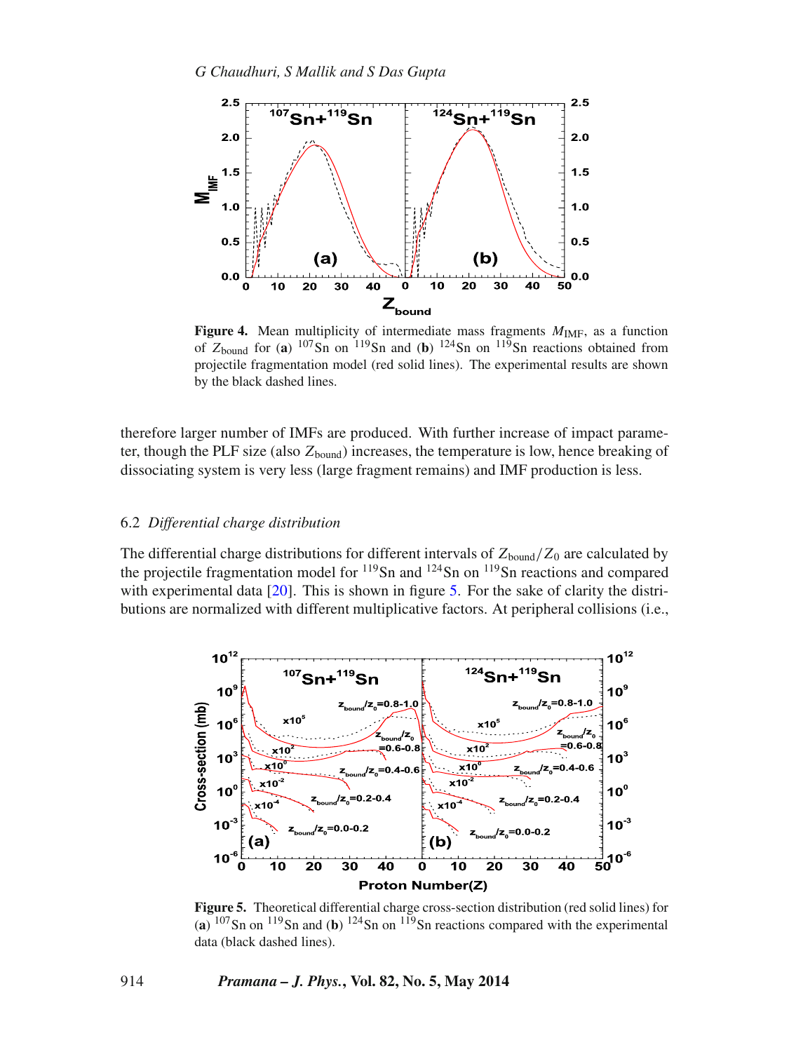**Figure 4.** Mean multiplicity of intermediate mass fragments $M_{\mathrm{IMF}}$, as a function of $Z_{\mathrm{bound}}$ for (**a**) $^{107}$Sn on $^{119}$Sn and (**b**) $^{124}$Sn on $^{119}$Sn reactions obtained from projectile fragmentation model (red solid lines). The experimental results are shown by the black dashed lines.

therefore larger number of IMFs are produced. With further increase of impact parameter, though the PLF size (also $Z_{\mathrm{bound}}$) increases, the temperature is low, hence breaking of dissociating system is very less (large fragment remains) and IMF production is less.

### 6.2 *Differential charge distribution*

The differential charge distributions for different intervals of $Z_{\mathrm{bound}}/Z_0$ are calculated by the projectile fragmentation model for $^{119}$Sn and $^{124}$Sn on $^{119}$Sn reactions and compared with experimental data [20]. This is shown in figure 5. For the sake of clarity the distributions are normalized with different multiplicative factors. At peripheral collisions (i.e.,

**Figure 5.** Theoretical differential charge cross-section distribution (red solid lines) for (**a**) $^{107}$Sn on $^{119}$Sn and (**b**) $^{124}$Sn on $^{119}$Sn reactions compared with the experimental data (black dashed lines).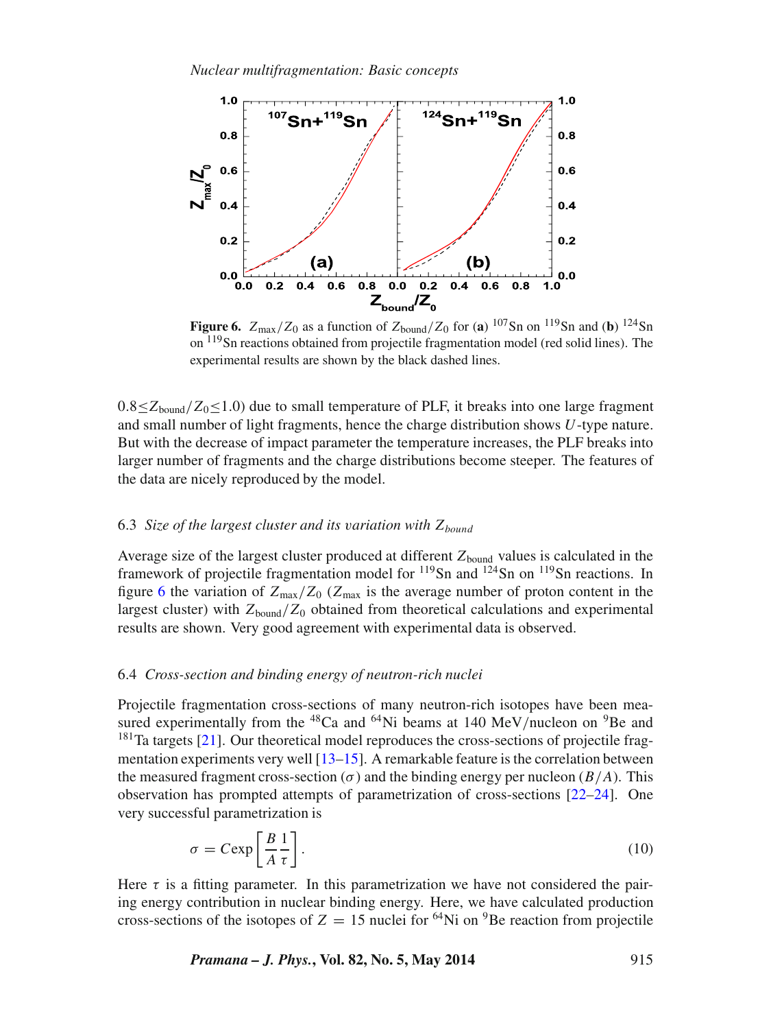**Figure 6.** $Z_{max}/Z_0$ as a function of $Z_{bound}/Z_0$ for (**a**) $^{107}$Sn on $^{119}$Sn and (**b**) $^{124}$Sn on $^{119}$Sn reactions obtained from projectile fragmentation model (red solid lines). The experimental results are shown by the black dashed lines.

$0.8 \leq Z_{bound}/Z_0 \leq 1.0$) due to small temperature of PLF, it breaks into one large fragment and small number of light fragments, hence the charge distribution shows $U$-type nature. But with the decrease of impact parameter the temperature increases, the PLF breaks into larger number of fragments and the charge distributions become steeper. The features of the data are nicely reproduced by the model.

### 6.3 *Size of the largest cluster and its variation with $Z_{bound}$*

Average size of the largest cluster produced at different $Z_{bound}$ values is calculated in the framework of projectile fragmentation model for $^{119}$Sn and $^{124}$Sn on $^{119}$Sn reactions. In figure 6 the variation of $Z_{max}/Z_0$ ($Z_{max}$ is the average number of proton content in the largest cluster) with $Z_{bound}/Z_0$ obtained from theoretical calculations and experimental results are shown. Very good agreement with experimental data is observed.

### 6.4 *Cross-section and binding energy of neutron-rich nuclei*

Projectile fragmentation cross-sections of many neutron-rich isotopes have been measured experimentally from the $^{48}$Ca and $^{64}$Ni beams at 140 MeV/nucleon on $^{9}$Be and $^{181}$Ta targets [21]. Our theoretical model reproduces the cross-sections of projectile fragmentation experiments very well [13–15]. A remarkable feature is the correlation between the measured fragment cross-section ($\sigma$) and the binding energy per nucleon ($B/A$). This observation has prompted attempts of parametrization of cross-sections [22–24]. One very successful parametrization is

$$\sigma = C\exp\left[\frac{B}{A}\frac{1}{\tau}\right]. \tag{10}$$

Here $\tau$ is a fitting parameter. In this parametrization we have not considered the pairing energy contribution in nuclear binding energy. Here, we have calculated production cross-sections of the isotopes of $Z = 15$ nuclei for $^{64}$Ni on $^{9}$Be reaction from projectile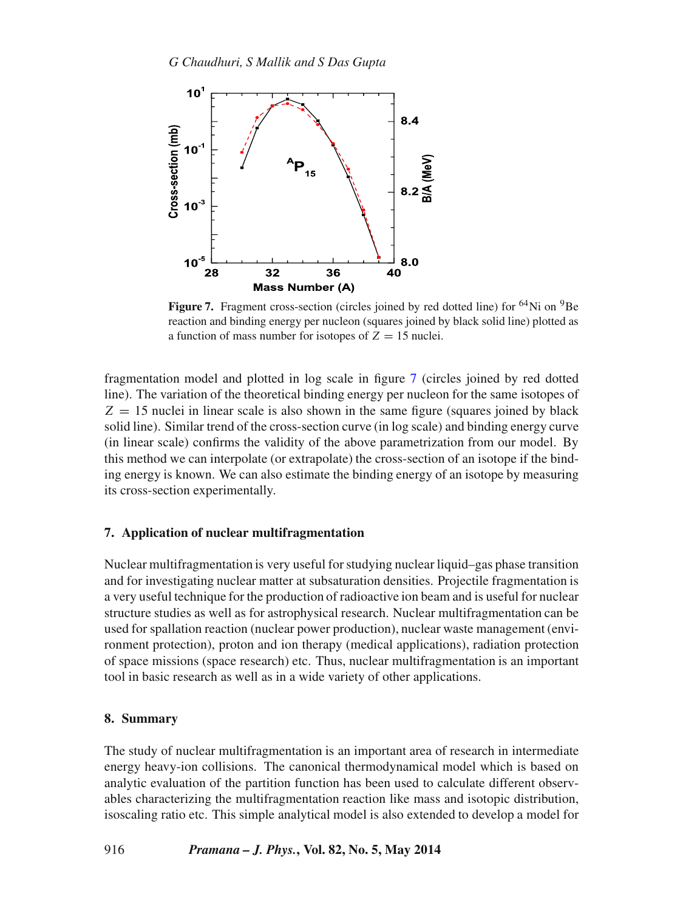Figure 7. Fragment cross-section (circles joined by red dotted line) for $^{64}$Ni on $^{9}$Be reaction and binding energy per nucleon (squares joined by black solid line) plotted as a function of mass number for isotopes of $Z = 15$ nuclei.

fragmentation model and plotted in log scale in figure 7 (circles joined by red dotted line). The variation of the theoretical binding energy per nucleon for the same isotopes of $Z = 15$ nuclei in linear scale is also shown in the same figure (squares joined by black solid line). Similar trend of the cross-section curve (in log scale) and binding energy curve (in linear scale) confirms the validity of the above parametrization from our model. By this method we can interpolate (or extrapolate) the cross-section of an isotope if the binding energy is known. We can also estimate the binding energy of an isotope by measuring its cross-section experimentally.

## 7. Application of nuclear multifragmentation

Nuclear multifragmentation is very useful for studying nuclear liquid–gas phase transition and for investigating nuclear matter at subsaturation densities. Projectile fragmentation is a very useful technique for the production of radioactive ion beam and is useful for nuclear structure studies as well as for astrophysical research. Nuclear multifragmentation can be used for spallation reaction (nuclear power production), nuclear waste management (environment protection), proton and ion therapy (medical applications), radiation protection of space missions (space research) etc. Thus, nuclear multifragmentation is an important tool in basic research as well as in a wide variety of other applications.

## 8. Summary

The study of nuclear multifragmentation is an important area of research in intermediate energy heavy-ion collisions. The canonical thermodynamical model which is based on analytic evaluation of the partition function has been used to calculate different observables characterizing the multifragmentation reaction like mass and isotopic distribution, isoscaling ratio etc. This simple analytical model is also extended to develop a model for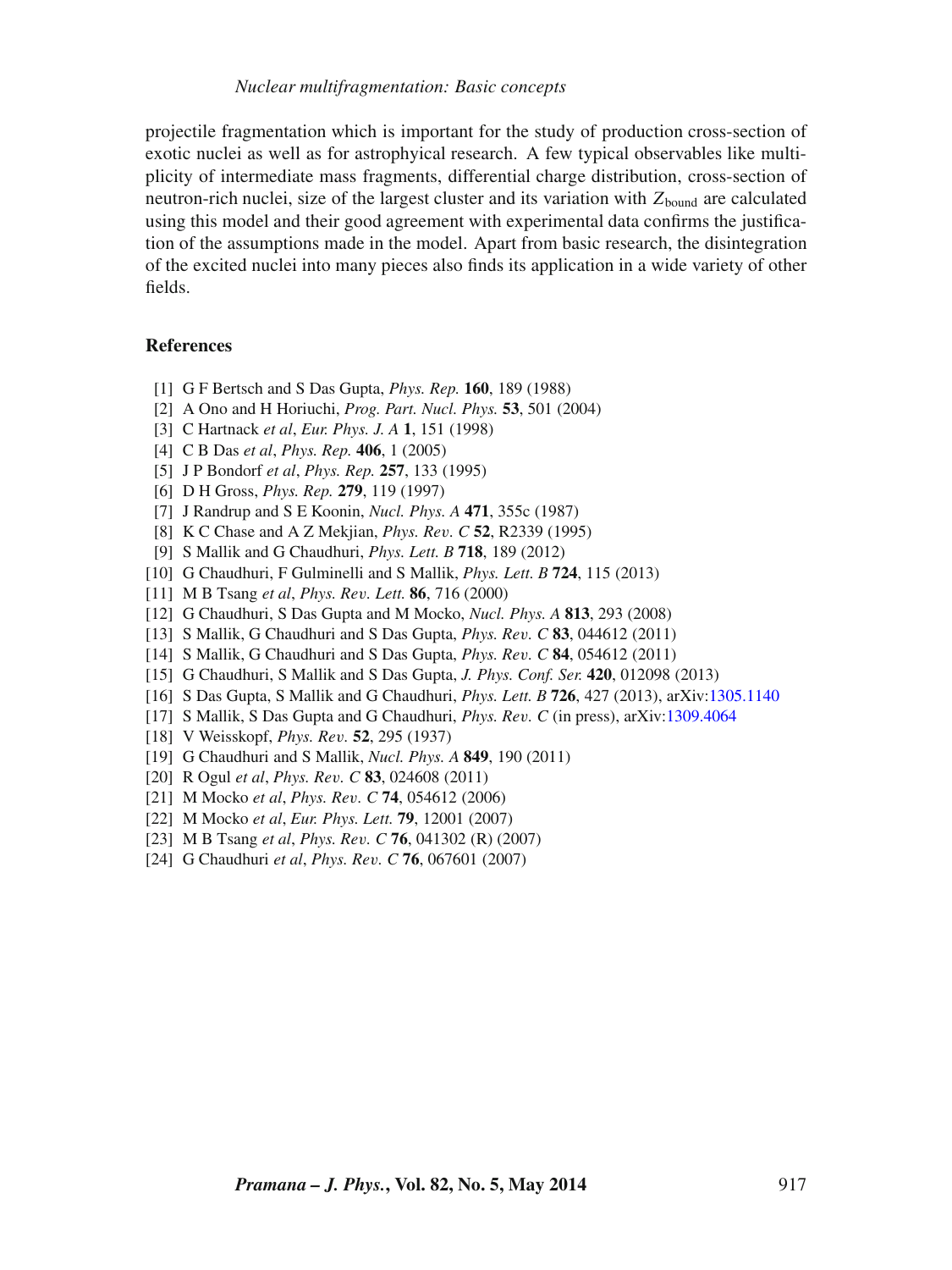projectile fragmentation which is important for the study of production cross-section of exotic nuclei as well as for astrophyical research. A few typical observables like multiplicity of intermediate mass fragments, differential charge distribution, cross-section of neutron-rich nuclei, size of the largest cluster and its variation with $Z_{\text{bound}}$ are calculated using this model and their good agreement with experimental data confirms the justification of the assumptions made in the model. Apart from basic research, the disintegration of the excited nuclei into many pieces also finds its application in a wide variety of other fields.

## References

[1] G F Bertsch and S Das Gupta, *Phys. Rep.* **160**, 189 (1988)
[2] A Ono and H Horiuchi, *Prog. Part. Nucl. Phys.* **53**, 501 (2004)
[3] C Hartnack *et al*, *Eur. Phys. J. A* **1**, 151 (1998)
[4] C B Das *et al*, *Phys. Rep.* **406**, 1 (2005)
[5] J P Bondorf *et al*, *Phys. Rep.* **257**, 133 (1995)
[6] D H Gross, *Phys. Rep.* **279**, 119 (1997)
[7] J Randrup and S E Koonin, *Nucl. Phys. A* **471**, 355c (1987)
[8] K C Chase and A Z Mekjian, *Phys. Rev. C* **52**, R2339 (1995)
[9] S Mallik and G Chaudhuri, *Phys. Lett. B* **718**, 189 (2012)
[10] G Chaudhuri, F Gulminelli and S Mallik, *Phys. Lett. B* **724**, 115 (2013)
[11] M B Tsang *et al*, *Phys. Rev. Lett.* **86**, 716 (2000)
[12] G Chaudhuri, S Das Gupta and M Mocko, *Nucl. Phys. A* **813**, 293 (2008)
[13] S Mallik, G Chaudhuri and S Das Gupta, *Phys. Rev. C* **83**, 044612 (2011)
[14] S Mallik, G Chaudhuri and S Das Gupta, *Phys. Rev. C* **84**, 054612 (2011)
[15] G Chaudhuri, S Mallik and S Das Gupta, *J. Phys. Conf. Ser.* **420**, 012098 (2013)
[16] S Das Gupta, S Mallik and G Chaudhuri, *Phys. Lett. B* **726**, 427 (2013), arXiv:1305.1140
[17] S Mallik, S Das Gupta and G Chaudhuri, *Phys. Rev. C* (in press), arXiv:1309.4064
[18] V Weisskopf, *Phys. Rev.* **52**, 295 (1937)
[19] G Chaudhuri and S Mallik, *Nucl. Phys. A* **849**, 190 (2011)
[20] R Ogul *et al*, *Phys. Rev. C* **83**, 024608 (2011)
[21] M Mocko *et al*, *Phys. Rev. C* **74**, 054612 (2006)
[22] M Mocko *et al*, *Eur. Phys. Lett.* **79**, 12001 (2007)
[23] M B Tsang *et al*, *Phys. Rev. C* **76**, 041302 (R) (2007)
[24] G Chaudhuri *et al*, *Phys. Rev. C* **76**, 067601 (2007)